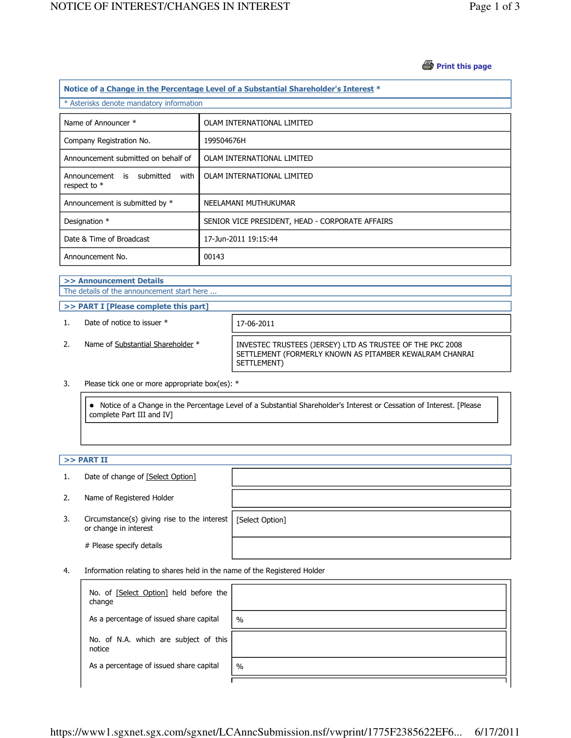Print this page

**Notice of a Change in the Percentage Level of a Substantial Shareholder's Interest ***

* Asterisks denote mandatory information

| | |
|---|---|
| Name of Announcer * | OLAM INTERNATIONAL LIMITED |
| Company Registration No. | 199504676H |
| Announcement submitted on behalf of | OLAM INTERNATIONAL LIMITED |
| Announcement is submitted with respect to * | OLAM INTERNATIONAL LIMITED |
| Announcement is submitted by * | NEELAMANI MUTHUKUMAR |
| Designation * | SENIOR VICE PRESIDENT, HEAD - CORPORATE AFFAIRS |
| Date & Time of Broadcast | 17-Jun-2011 19:15:44 |
| Announcement No. | 00143 |

**>> Announcement Details**

The details of the announcement start here ...

**>> PART I [Please complete this part]**

| | | |
|---|---|---|
| 1. | Date of notice to issuer * | 17-06-2011 |
| 2. | Name of Substantial Shareholder * | INVESTEC TRUSTEES (JERSEY) LTD AS TRUSTEE OF THE PKC 2008 SETTLEMENT (FORMERLY KNOWN AS PITAMBER KEWALRAM CHANRAI SETTLEMENT) |

3. Please tick one or more appropriate box(es): *

- Notice of a Change in the Percentage Level of a Substantial Shareholder's Interest or Cessation of Interest. [Please complete Part III and IV]

**>> PART II**

| | | |
|---|---|---|
| 1. | Date of change of [Select Option] | |
| 2. | Name of Registered Holder | |
| 3. | Circumstance(s) giving rise to the interest or change in interest | [Select Option] |
| | # Please specify details | |

4. Information relating to shares held in the name of the Registered Holder

| | |
|---|---|
| No. of [Select Option] held before the change | |
| As a percentage of issued share capital | % |
| No. of N.A. which are subject of this notice | |
| As a percentage of issued share capital | % |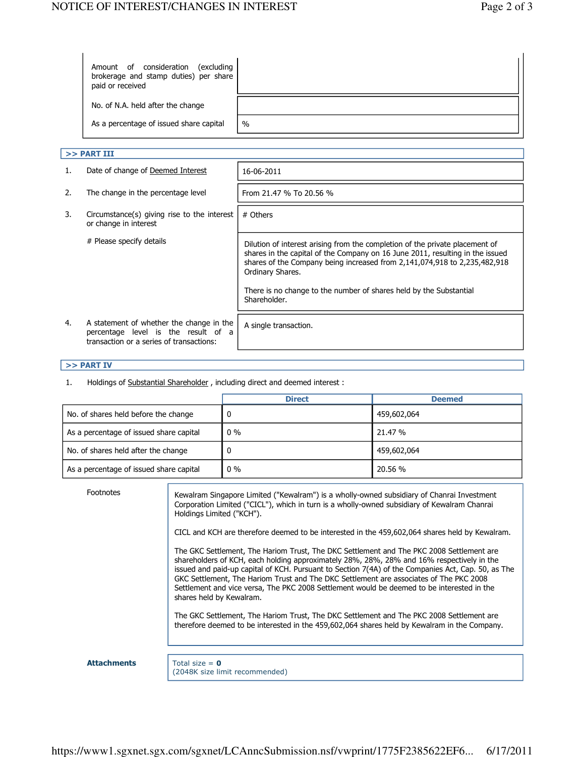| | |
|---|---|
| Amount of consideration (excluding brokerage and stamp duties) per share paid or received | |
| No. of N.A. held after the change | |
| As a percentage of issued share capital | % |

## >> PART III

| | | |
|---|---|---|
| 1. | Date of change of Deemed Interest | 16-06-2011 |
| 2. | The change in the percentage level | From 21.47 % To 20.56 % |
| 3. | Circumstance(s) giving rise to the interest or change in interest | # Others |
| | # Please specify details | Dilution of interest arising from the completion of the private placement of shares in the capital of the Company on 16 June 2011, resulting in the issued shares of the Company being increased from 2,141,074,918 to 2,235,482,918 Ordinary Shares. <br><br> There is no change to the number of shares held by the Substantial Shareholder. |
| 4. | A statement of whether the change in the percentage level is the result of a transaction or a series of transactions: | A single transaction. |

## >> PART IV

1. Holdings of Substantial Shareholder , including direct and deemed interest :

| | Direct | Deemed |
|---|---|---|
| No. of shares held before the change | 0 | 459,602,064 |
| As a percentage of issued share capital | 0 % | 21.47 % |
| No. of shares held after the change | 0 | 459,602,064 |
| As a percentage of issued share capital | 0 % | 20.56 % |

**Footnotes**

Kewalram Singapore Limited ("Kewalram") is a wholly-owned subsidiary of Chanrai Investment Corporation Limited ("CICL"), which in turn is a wholly-owned subsidiary of Kewalram Chanrai Holdings Limited ("KCH").

CICL and KCH are therefore deemed to be interested in the 459,602,064 shares held by Kewalram.

The GKC Settlement, The Hariom Trust, The DKC Settlement and The PKC 2008 Settlement are shareholders of KCH, each holding approximately 28%, 28%, 28% and 16% respectively in the issued and paid-up capital of KCH. Pursuant to Section 7(4A) of the Companies Act, Cap. 50, as The GKC Settlement, The Hariom Trust and The DKC Settlement are associates of The PKC 2008 Settlement and vice versa, The PKC 2008 Settlement would be deemed to be interested in the shares held by Kewalram.

The GKC Settlement, The Hariom Trust, The DKC Settlement and The PKC 2008 Settlement are therefore deemed to be interested in the 459,602,064 shares held by Kewalram in the Company.

**Attachments**

Total size = **0**
(2048K size limit recommended)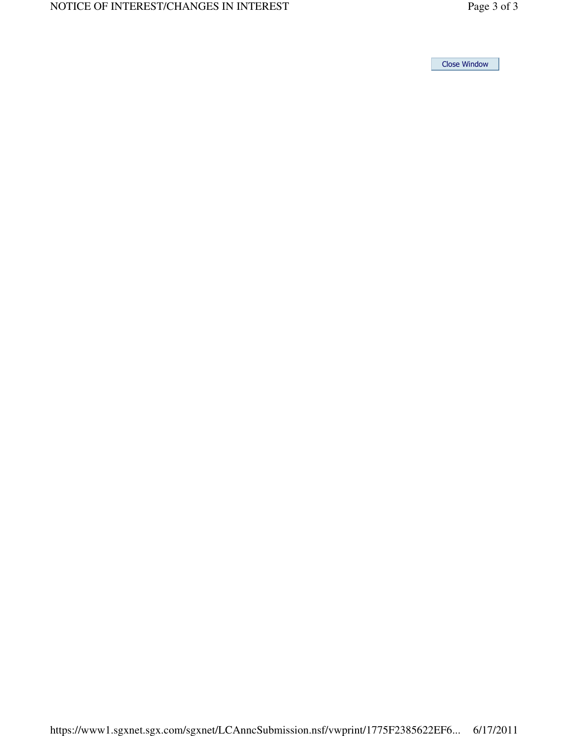Close Window